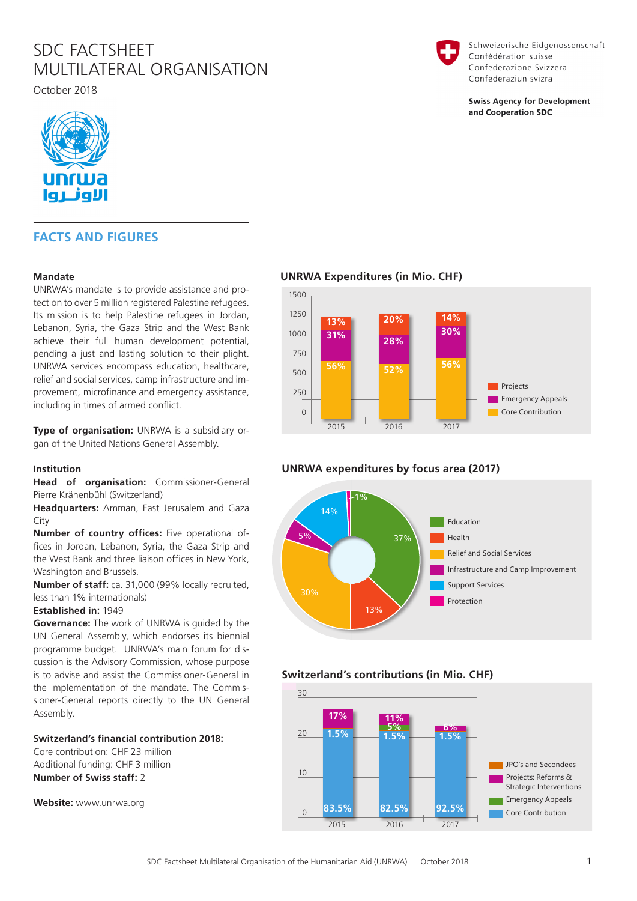# SDC FACTSHEET MULTILATERAL ORGANISATION

October 2018

Schweizerische Eidgenossenschaft
Confédération suisse
Confederazione Svizzera
Confederaziun svizra

**Swiss Agency for Development and Cooperation SDC**

unrwa
الاونروا

## FACTS AND FIGURES

### Mandate

UNRWA's mandate is to provide assistance and protection to over 5 million registered Palestine refugees. Its mission is to help Palestine refugees in Jordan, Lebanon, Syria, the Gaza Strip and the West Bank achieve their full human development potential, pending a just and lasting solution to their plight. UNRWA services encompass education, healthcare, relief and social services, camp infrastructure and improvement, microfinance and emergency assistance, including in times of armed conflict.

**Type of organisation:** UNRWA is a subsidiary organ of the United Nations General Assembly.

### Institution

**Head of organisation:** Commissioner-General Pierre Krähenbühl (Switzerland)

**Headquarters:** Amman, East Jerusalem and Gaza City

**Number of country offices:** Five operational offices in Jordan, Lebanon, Syria, the Gaza Strip and the West Bank and three liaison offices in New York, Washington and Brussels.

**Number of staff:** ca. 31,000 (99% locally recruited, less than 1% internationals)

**Established in:** 1949

**Governance:** The work of UNRWA is guided by the UN General Assembly, which endorses its biennial programme budget. UNRWA's main forum for discussion is the Advisory Commission, whose purpose is to advise and assist the Commissioner-General in the implementation of the mandate. The Commissioner-General reports directly to the UN General Assembly.

**Switzerland's financial contribution 2018:**
Core contribution: CHF 23 million
Additional funding: CHF 3 million
**Number of Swiss staff:** 2

**Website:** www.unrwa.org

### UNRWA Expenditures (in Mio. CHF)

| Year | Core Contribution | Emergency Appeals | Projects |
|---|---|---|---|
| 2015 | 56% | 31% | 13% |
| 2016 | 52% | 28% | 20% |
| 2017 | 56% | 30% | 14% |

### UNRWA expenditures by focus area (2017)

| Focus area | Share |
|---|---|
| Education | 37% |
| Health | 13% |
| Relief and Social Services | 30% |
| Infrastructure and Camp Improvement | 5% |
| Support Services | 14% |
| Protection | 1% |

### Switzerland's contributions (in Mio. CHF)

| Year | Core Contribution | Emergency Appeals | Projects: Reforms & Strategic Interventions | JPO's and Secondees |
|---|---|---|---|---|
| 2015 | 83.5% | | 17% | 1.5% |
| 2016 | 82.5% | 5% | 11% | 1.5% |
| 2017 | 92.5% | | 6% | 1.5% |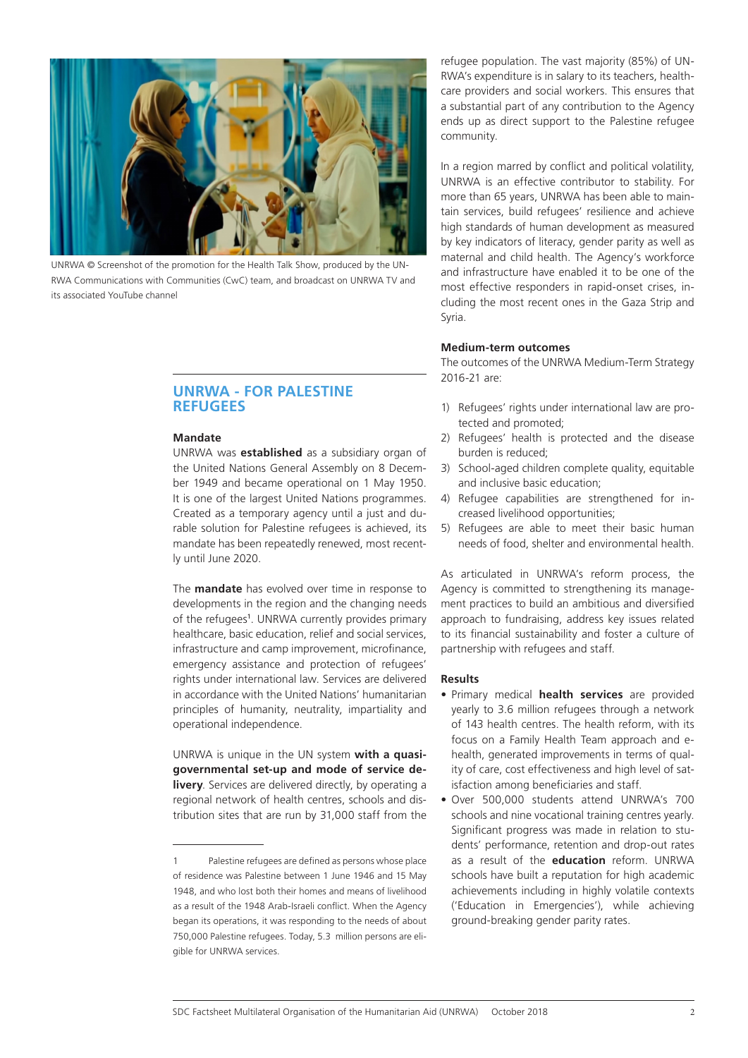UNRWA © Screenshot of the promotion for the Health Talk Show, produced by the UNRWA Communications with Communities (CwC) team, and broadcast on UNRWA TV and its associated YouTube channel

## UNRWA - FOR PALESTINE REFUGEES

### Mandate

UNRWA was **established** as a subsidiary organ of the United Nations General Assembly on 8 December 1949 and became operational on 1 May 1950. It is one of the largest United Nations programmes. Created as a temporary agency until a just and durable solution for Palestine refugees is achieved, its mandate has been repeatedly renewed, most recently until June 2020.

The **mandate** has evolved over time in response to developments in the region and the changing needs of the refugees[1]. UNRWA currently provides primary healthcare, basic education, relief and social services, infrastructure and camp improvement, microfinance, emergency assistance and protection of refugees' rights under international law. Services are delivered in accordance with the United Nations' humanitarian principles of humanity, neutrality, impartiality and operational independence.

UNRWA is unique in the UN system **with a quasi-governmental set-up and mode of service delivery**. Services are delivered directly, by operating a regional network of health centres, schools and distribution sites that are run by 31,000 staff from the refugee population. The vast majority (85%) of UNRWA's expenditure is in salary to its teachers, healthcare providers and social workers. This ensures that a substantial part of any contribution to the Agency ends up as direct support to the Palestine refugee community.

In a region marred by conflict and political volatility, UNRWA is an effective contributor to stability. For more than 65 years, UNRWA has been able to maintain services, build refugees' resilience and achieve high standards of human development as measured by key indicators of literacy, gender parity as well as maternal and child health. The Agency's workforce and infrastructure have enabled it to be one of the most effective responders in rapid-onset crises, including the most recent ones in the Gaza Strip and Syria.

### Medium-term outcomes

The outcomes of the UNRWA Medium-Term Strategy 2016-21 are:

1) Refugees' rights under international law are protected and promoted;
2) Refugees' health is protected and the disease burden is reduced;
3) School-aged children complete quality, equitable and inclusive basic education;
4) Refugee capabilities are strengthened for increased livelihood opportunities;
5) Refugees are able to meet their basic human needs of food, shelter and environmental health.

As articulated in UNRWA's reform process, the Agency is committed to strengthening its management practices to build an ambitious and diversified approach to fundraising, address key issues related to its financial sustainability and foster a culture of partnership with refugees and staff.

### Results

- Primary medical **health services** are provided yearly to 3.6 million refugees through a network of 143 health centres. The health reform, with its focus on a Family Health Team approach and e-health, generated improvements in terms of quality of care, cost effectiveness and high level of satisfaction among beneficiaries and staff.
- Over 500,000 students attend UNRWA's 700 schools and nine vocational training centres yearly. Significant progress was made in relation to students' performance, retention and drop-out rates as a result of the **education** reform. UNRWA schools have built a reputation for high academic achievements including in highly volatile contexts ('Education in Emergencies'), while achieving ground-breaking gender parity rates.

---

[1] Palestine refugees are defined as persons whose place of residence was Palestine between 1 June 1946 and 15 May 1948, and who lost both their homes and means of livelihood as a result of the 1948 Arab-Israeli conflict. When the Agency began its operations, it was responding to the needs of about 750,000 Palestine refugees. Today, 5.3 million persons are eligible for UNRWA services.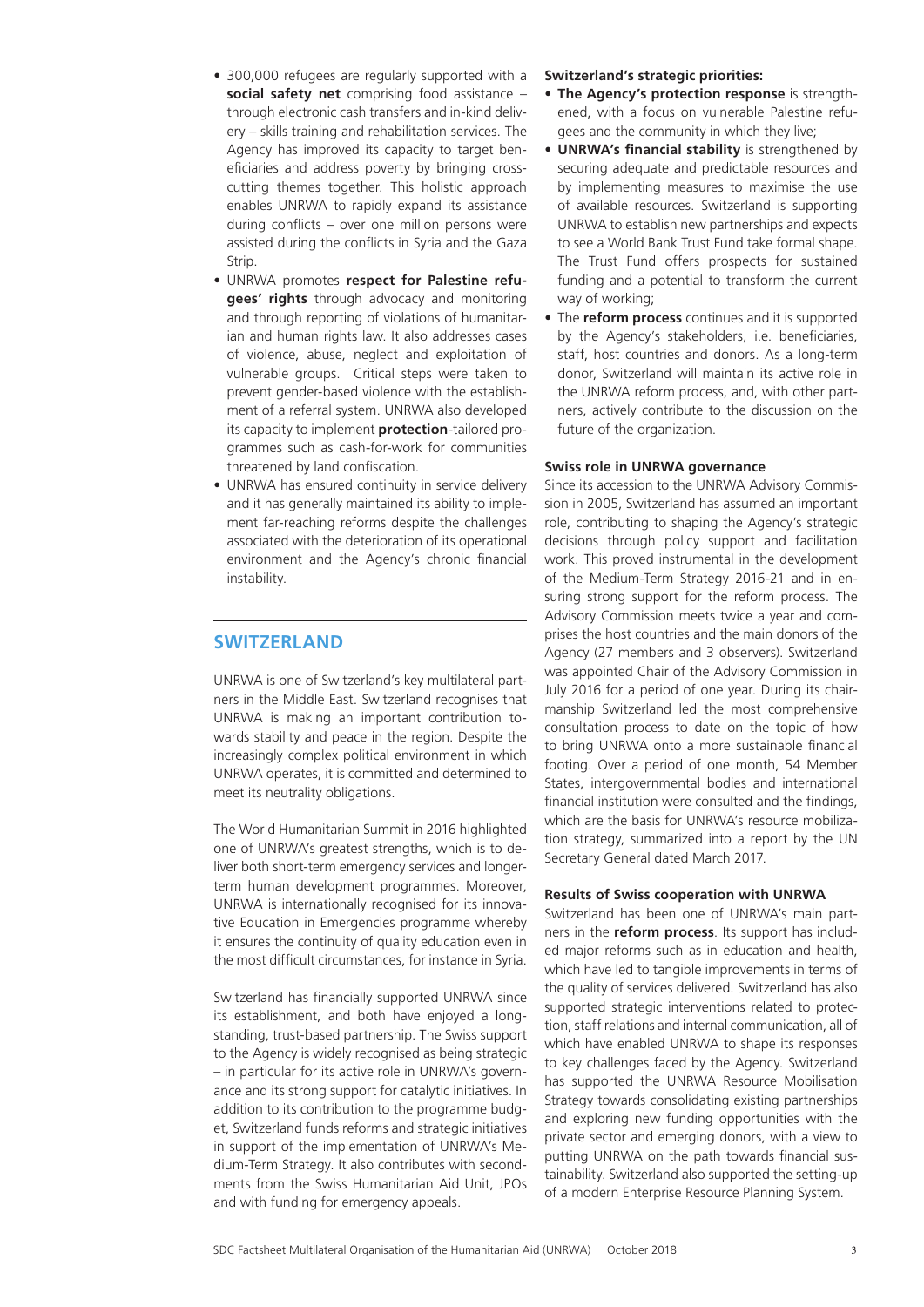- 300,000 refugees are regularly supported with a **social safety net** comprising food assistance – through electronic cash transfers and in-kind delivery – skills training and rehabilitation services. The Agency has improved its capacity to target beneficiaries and address poverty by bringing cross-cutting themes together. This holistic approach enables UNRWA to rapidly expand its assistance during conflicts – over one million persons were assisted during the conflicts in Syria and the Gaza Strip.
- UNRWA promotes **respect for Palestine refugees' rights** through advocacy and monitoring and through reporting of violations of humanitarian and human rights law. It also addresses cases of violence, abuse, neglect and exploitation of vulnerable groups. Critical steps were taken to prevent gender-based violence with the establishment of a referral system. UNRWA also developed its capacity to implement **protection**-tailored programmes such as cash-for-work for communities threatened by land confiscation.
- UNRWA has ensured continuity in service delivery and it has generally maintained its ability to implement far-reaching reforms despite the challenges associated with the deterioration of its operational environment and the Agency's chronic financial instability.

## SWITZERLAND

UNRWA is one of Switzerland's key multilateral partners in the Middle East. Switzerland recognises that UNRWA is making an important contribution towards stability and peace in the region. Despite the increasingly complex political environment in which UNRWA operates, it is committed and determined to meet its neutrality obligations.

The World Humanitarian Summit in 2016 highlighted one of UNRWA's greatest strengths, which is to deliver both short-term emergency services and longer-term human development programmes. Moreover, UNRWA is internationally recognised for its innovative Education in Emergencies programme whereby it ensures the continuity of quality education even in the most difficult circumstances, for instance in Syria.

Switzerland has financially supported UNRWA since its establishment, and both have enjoyed a long-standing, trust-based partnership. The Swiss support to the Agency is widely recognised as being strategic – in particular for its active role in UNRWA's governance and its strong support for catalytic initiatives. In addition to its contribution to the programme budget, Switzerland funds reforms and strategic initiatives in support of the implementation of UNRWA's Medium-Term Strategy. It also contributes with secondments from the Swiss Humanitarian Aid Unit, JPOs and with funding for emergency appeals.

**Switzerland's strategic priorities:**

- **The Agency's protection response** is strengthened, with a focus on vulnerable Palestine refugees and the community in which they live;
- **UNRWA's financial stability** is strengthened by securing adequate and predictable resources and by implementing measures to maximise the use of available resources. Switzerland is supporting UNRWA to establish new partnerships and expects to see a World Bank Trust Fund take formal shape. The Trust Fund offers prospects for sustained funding and a potential to transform the current way of working;
- The **reform process** continues and it is supported by the Agency's stakeholders, i.e. beneficiaries, staff, host countries and donors. As a long-term donor, Switzerland will maintain its active role in the UNRWA reform process, and, with other partners, actively contribute to the discussion on the future of the organization.

### Swiss role in UNRWA governance

Since its accession to the UNRWA Advisory Commission in 2005, Switzerland has assumed an important role, contributing to shaping the Agency's strategic decisions through policy support and facilitation work. This proved instrumental in the development of the Medium-Term Strategy 2016-21 and in ensuring strong support for the reform process. The Advisory Commission meets twice a year and comprises the host countries and the main donors of the Agency (27 members and 3 observers). Switzerland was appointed Chair of the Advisory Commission in July 2016 for a period of one year. During its chairmanship Switzerland led the most comprehensive consultation process to date on the topic of how to bring UNRWA onto a more sustainable financial footing. Over a period of one month, 54 Member States, intergovernmental bodies and international financial institution were consulted and the findings, which are the basis for UNRWA's resource mobilization strategy, summarized into a report by the UN Secretary General dated March 2017.

### Results of Swiss cooperation with UNRWA

Switzerland has been one of UNRWA's main partners in the **reform process**. Its support has included major reforms such as in education and health, which have led to tangible improvements in terms of the quality of services delivered. Switzerland has also supported strategic interventions related to protection, staff relations and internal communication, all of which have enabled UNRWA to shape its responses to key challenges faced by the Agency. Switzerland has supported the UNRWA Resource Mobilisation Strategy towards consolidating existing partnerships and exploring new funding opportunities with the private sector and emerging donors, with a view to putting UNRWA on the path towards financial sustainability. Switzerland also supported the setting-up of a modern Enterprise Resource Planning System.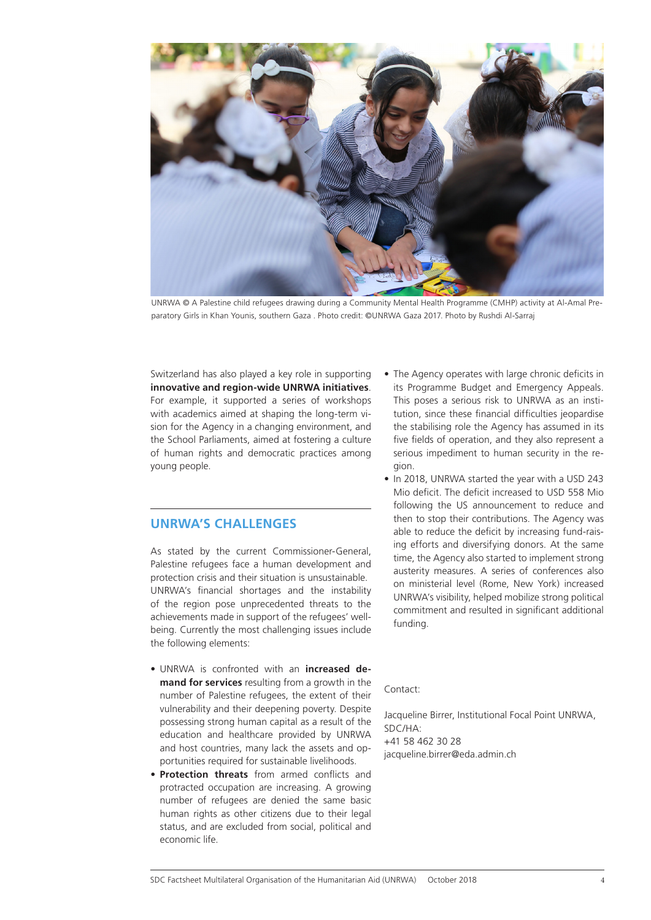UNRWA © A Palestine child refugees drawing during a Community Mental Health Programme (CMHP) activity at Al-Amal Preparatory Girls in Khan Younis, southern Gaza . Photo credit: ©UNRWA Gaza 2017. Photo by Rushdi Al-Sarraj

Switzerland has also played a key role in supporting **innovative and region-wide UNRWA initiatives**. For example, it supported a series of workshops with academics aimed at shaping the long-term vision for the Agency in a changing environment, and the School Parliaments, aimed at fostering a culture of human rights and democratic practices among young people.

## UNRWA'S CHALLENGES

As stated by the current Commissioner-General, Palestine refugees face a human development and protection crisis and their situation is unsustainable. UNRWA's financial shortages and the instability of the region pose unprecedented threats to the achievements made in support of the refugees' well-being. Currently the most challenging issues include the following elements:

- UNRWA is confronted with an **increased demand for services** resulting from a growth in the number of Palestine refugees, the extent of their vulnerability and their deepening poverty. Despite possessing strong human capital as a result of the education and healthcare provided by UNRWA and host countries, many lack the assets and opportunities required for sustainable livelihoods.
- **Protection threats** from armed conflicts and protracted occupation are increasing. A growing number of refugees are denied the same basic human rights as other citizens due to their legal status, and are excluded from social, political and economic life.
- The Agency operates with large chronic deficits in its Programme Budget and Emergency Appeals. This poses a serious risk to UNRWA as an institution, since these financial difficulties jeopardise the stabilising role the Agency has assumed in its five fields of operation, and they also represent a serious impediment to human security in the region.
- In 2018, UNRWA started the year with a USD 243 Mio deficit. The deficit increased to USD 558 Mio following the US announcement to reduce and then to stop their contributions. The Agency was able to reduce the deficit by increasing fund-raising efforts and diversifying donors. At the same time, the Agency also started to implement strong austerity measures. A series of conferences also on ministerial level (Rome, New York) increased UNRWA's visibility, helped mobilize strong political commitment and resulted in significant additional funding.

Contact:

Jacqueline Birrer, Institutional Focal Point UNRWA, SDC/HA:
+41 58 462 30 28
jacqueline.birrer@eda.admin.ch